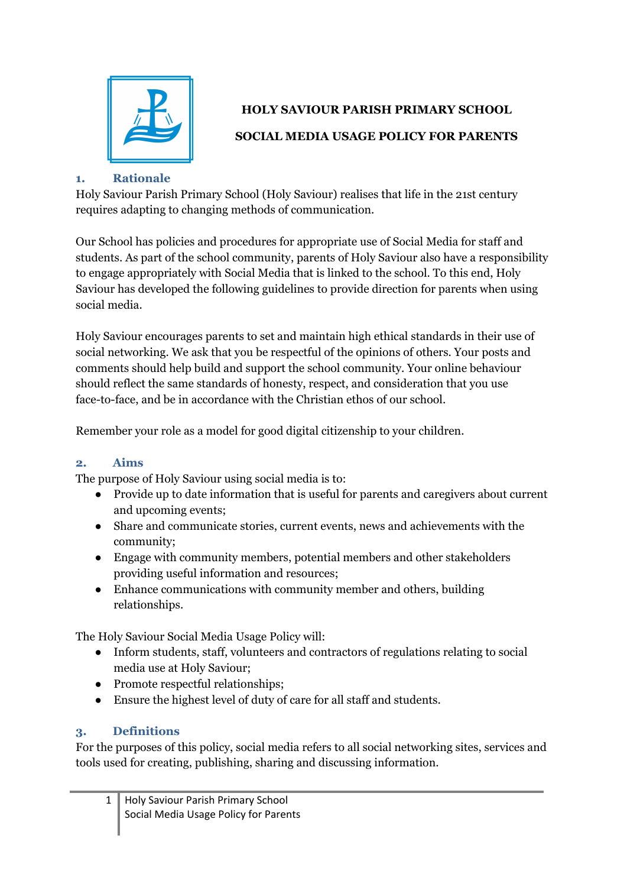**HOLY SAVIOUR PARISH PRIMARY SCHOOL**

**SOCIAL MEDIA USAGE POLICY FOR PARENTS**

## 1. Rationale

Holy Saviour Parish Primary School (Holy Saviour) realises that life in the 21st century requires adapting to changing methods of communication.

Our School has policies and procedures for appropriate use of Social Media for staff and students. As part of the school community, parents of Holy Saviour also have a responsibility to engage appropriately with Social Media that is linked to the school. To this end, Holy Saviour has developed the following guidelines to provide direction for parents when using social media.

Holy Saviour encourages parents to set and maintain high ethical standards in their use of social networking. We ask that you be respectful of the opinions of others. Your posts and comments should help build and support the school community. Your online behaviour should reflect the same standards of honesty, respect, and consideration that you use face-to-face, and be in accordance with the Christian ethos of our school.

Remember your role as a model for good digital citizenship to your children.

## 2. Aims

The purpose of Holy Saviour using social media is to:

- Provide up to date information that is useful for parents and caregivers about current and upcoming events;
- Share and communicate stories, current events, news and achievements with the community;
- Engage with community members, potential members and other stakeholders providing useful information and resources;
- Enhance communications with community member and others, building relationships.

The Holy Saviour Social Media Usage Policy will:

- Inform students, staff, volunteers and contractors of regulations relating to social media use at Holy Saviour;
- Promote respectful relationships;
- Ensure the highest level of duty of care for all staff and students.

## 3. Definitions

For the purposes of this policy, social media refers to all social networking sites, services and tools used for creating, publishing, sharing and discussing information.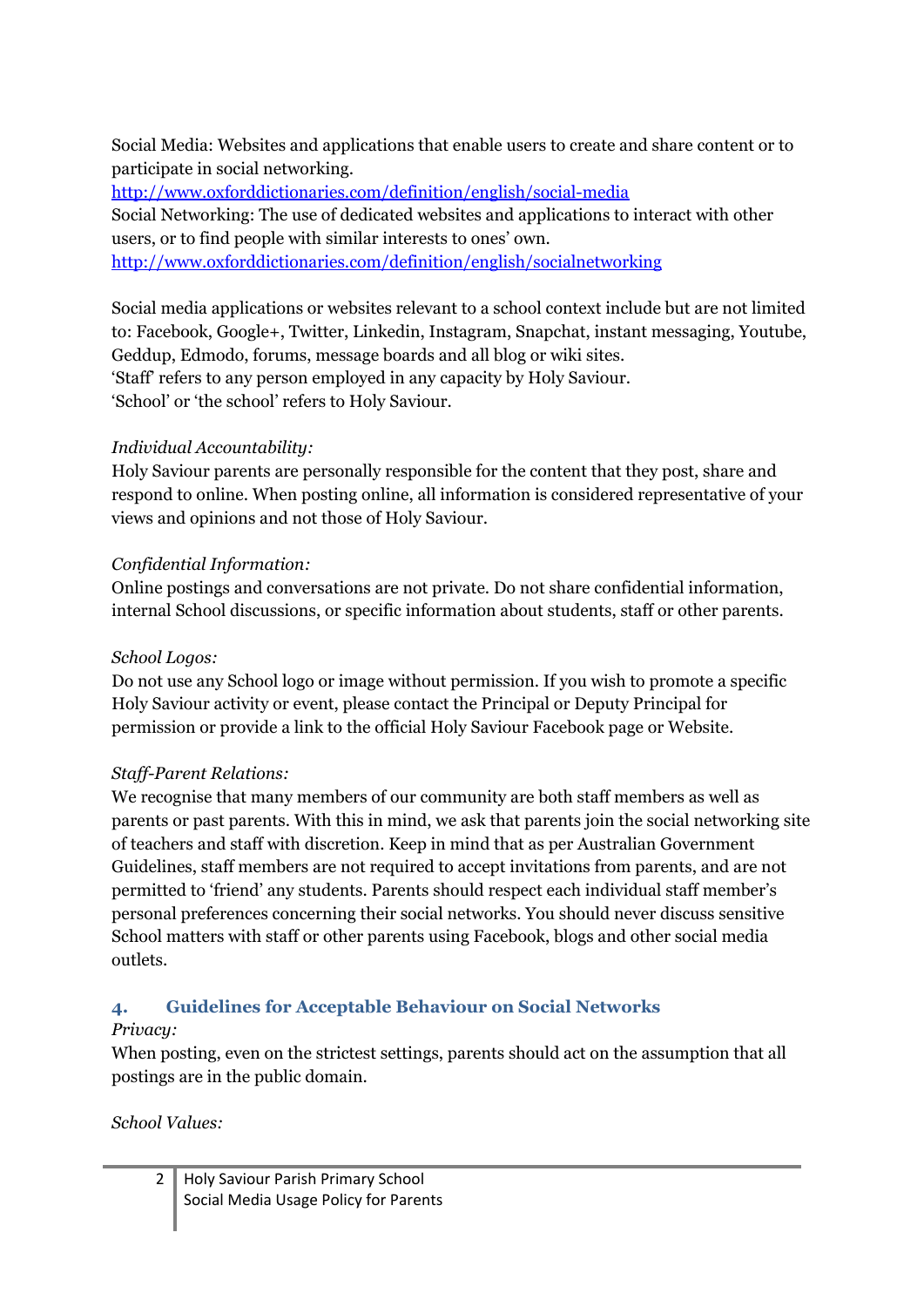Social Media: Websites and applications that enable users to create and share content or to participate in social networking.
http://www.oxforddictionaries.com/definition/english/social-media
Social Networking: The use of dedicated websites and applications to interact with other users, or to find people with similar interests to ones' own.
http://www.oxforddictionaries.com/definition/english/socialnetworking

Social media applications or websites relevant to a school context include but are not limited to: Facebook, Google+, Twitter, Linkedin, Instagram, Snapchat, instant messaging, Youtube, Geddup, Edmodo, forums, message boards and all blog or wiki sites.
'Staff' refers to any person employed in any capacity by Holy Saviour.
'School' or 'the school' refers to Holy Saviour.

*Individual Accountability:*
Holy Saviour parents are personally responsible for the content that they post, share and respond to online. When posting online, all information is considered representative of your views and opinions and not those of Holy Saviour.

*Confidential Information:*
Online postings and conversations are not private. Do not share confidential information, internal School discussions, or specific information about students, staff or other parents.

*School Logos:*
Do not use any School logo or image without permission. If you wish to promote a specific Holy Saviour activity or event, please contact the Principal or Deputy Principal for permission or provide a link to the official Holy Saviour Facebook page or Website.

*Staff-Parent Relations:*
We recognise that many members of our community are both staff members as well as parents or past parents. With this in mind, we ask that parents join the social networking site of teachers and staff with discretion. Keep in mind that as per Australian Government Guidelines, staff members are not required to accept invitations from parents, and are not permitted to 'friend' any students. Parents should respect each individual staff member's personal preferences concerning their social networks. You should never discuss sensitive School matters with staff or other parents using Facebook, blogs and other social media outlets.

## 4. Guidelines for Acceptable Behaviour on Social Networks

*Privacy:*
When posting, even on the strictest settings, parents should act on the assumption that all postings are in the public domain.

*School Values:*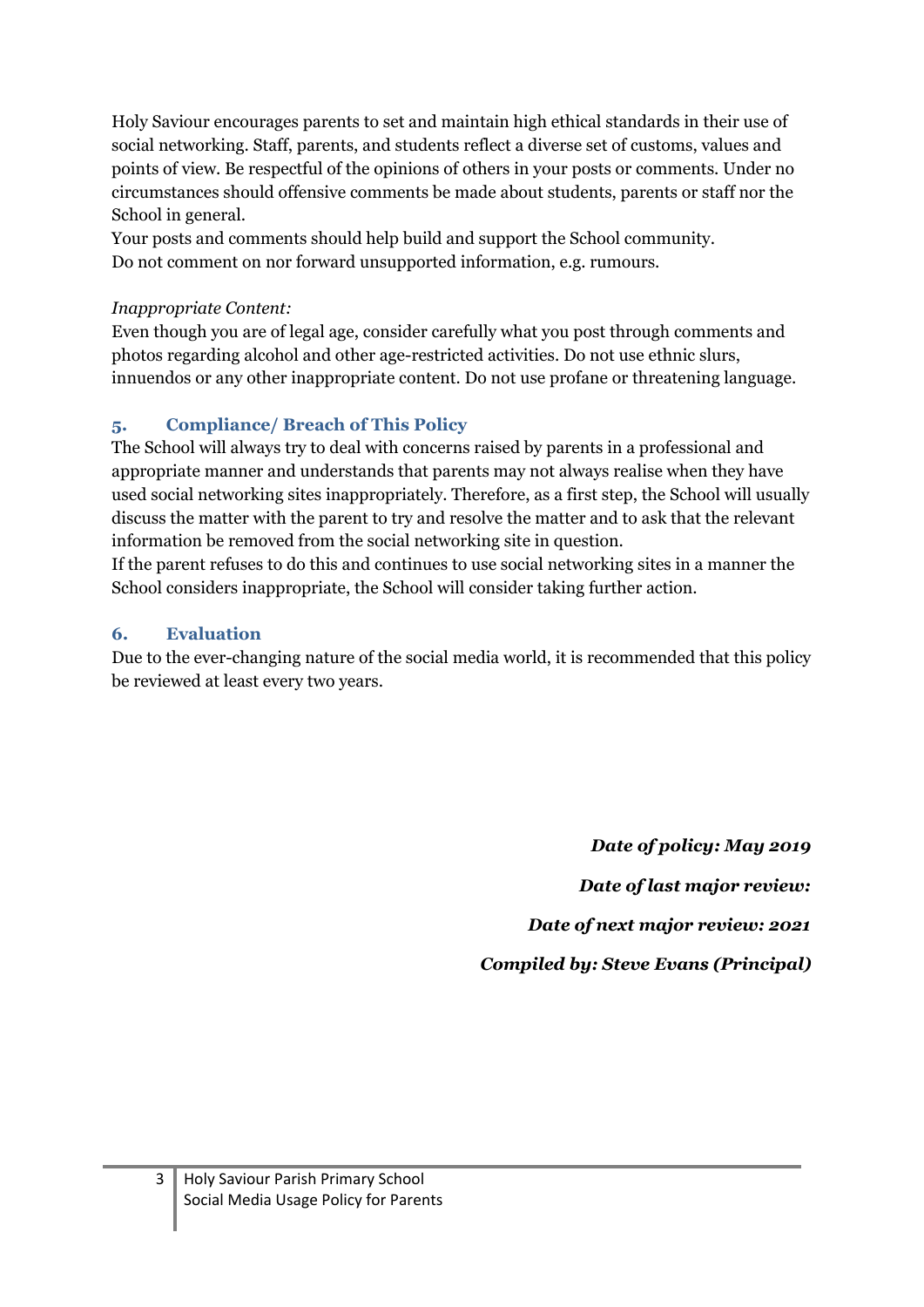Holy Saviour encourages parents to set and maintain high ethical standards in their use of social networking. Staff, parents, and students reflect a diverse set of customs, values and points of view. Be respectful of the opinions of others in your posts or comments. Under no circumstances should offensive comments be made about students, parents or staff nor the School in general.

Your posts and comments should help build and support the School community.

Do not comment on nor forward unsupported information, e.g. rumours.

*Inappropriate Content:*

Even though you are of legal age, consider carefully what you post through comments and photos regarding alcohol and other age-restricted activities. Do not use ethnic slurs, innuendos or any other inappropriate content. Do not use profane or threatening language.

## 5. Compliance/ Breach of This Policy

The School will always try to deal with concerns raised by parents in a professional and appropriate manner and understands that parents may not always realise when they have used social networking sites inappropriately. Therefore, as a first step, the School will usually discuss the matter with the parent to try and resolve the matter and to ask that the relevant information be removed from the social networking site in question.

If the parent refuses to do this and continues to use social networking sites in a manner the School considers inappropriate, the School will consider taking further action.

## 6. Evaluation

Due to the ever-changing nature of the social media world, it is recommended that this policy be reviewed at least every two years.

***Date of policy: May 2019***

***Date of last major review:***

***Date of next major review: 2021***

***Compiled by: Steve Evans (Principal)***